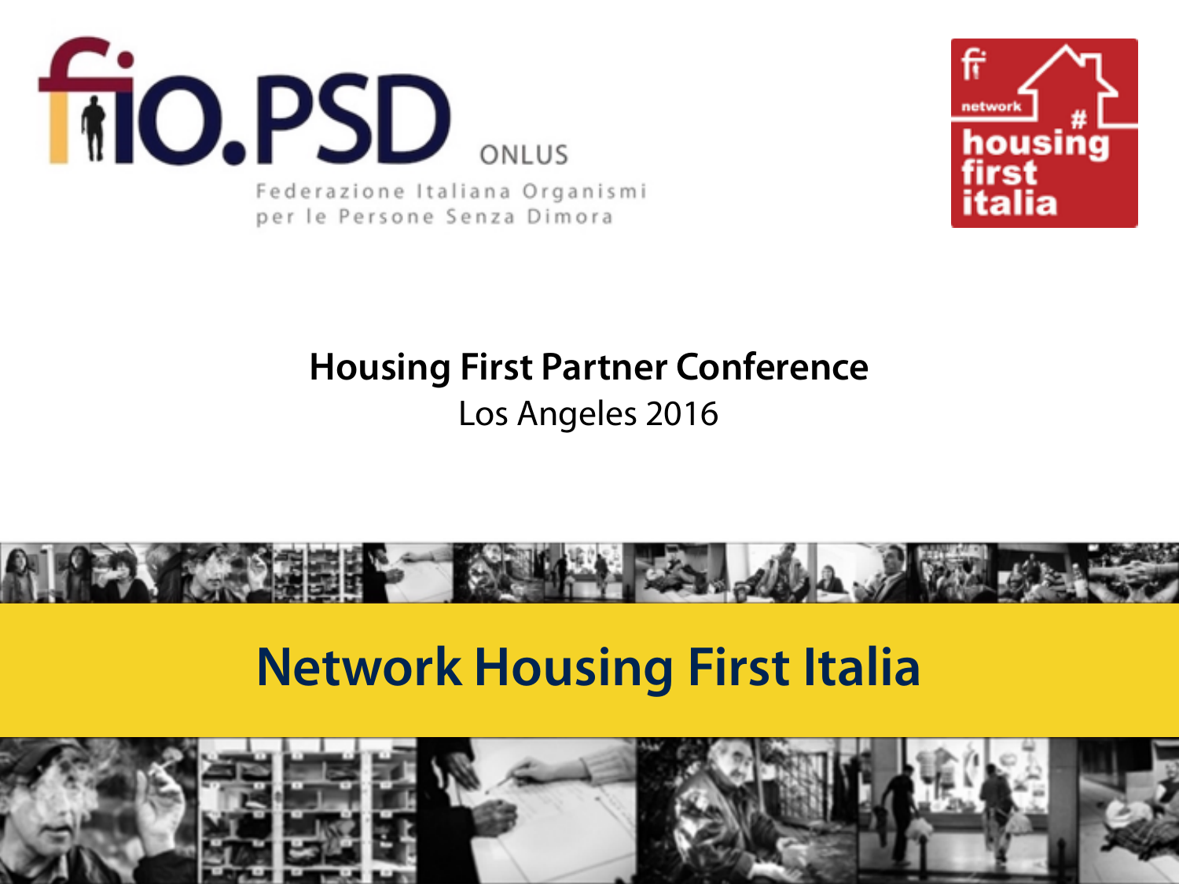fio.PSD ONLUS

Federazione Italiana Organismi per le Persone Senza Dimora

fi network # housing first italia

**Housing First Partner Conference**

Los Angeles 2016

# Network Housing First Italia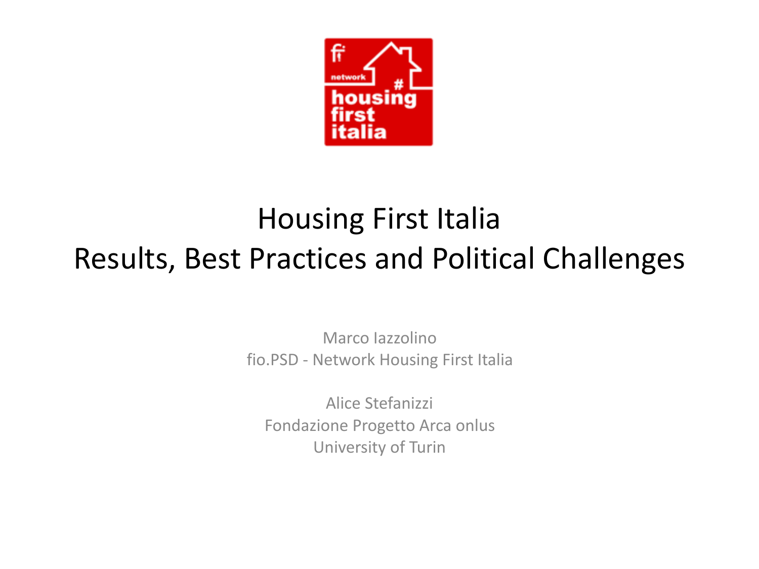# Housing First Italia
# Results, Best Practices and Political Challenges

Marco Iazzolino
fio.PSD - Network Housing First Italia

Alice Stefanizzi
Fondazione Progetto Arca onlus
University of Turin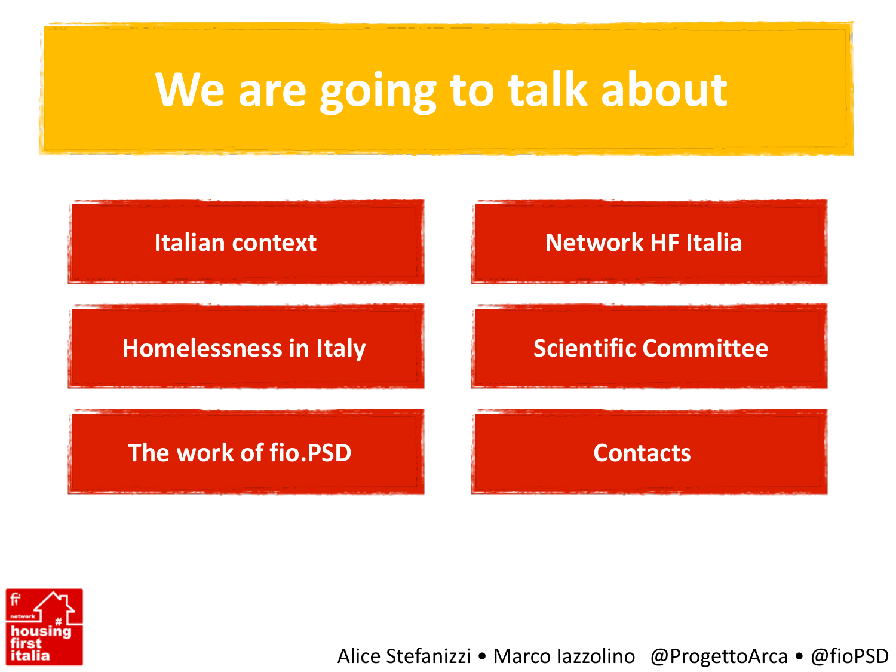# We are going to talk about

- Italian context
- Homelessness in Italy
- The work of fio.PSD
- Network HF Italia
- Scientific Committee
- Contacts

Alice Stefanizzi • Marco Iazzolino @ProgettoArca • @fioPSD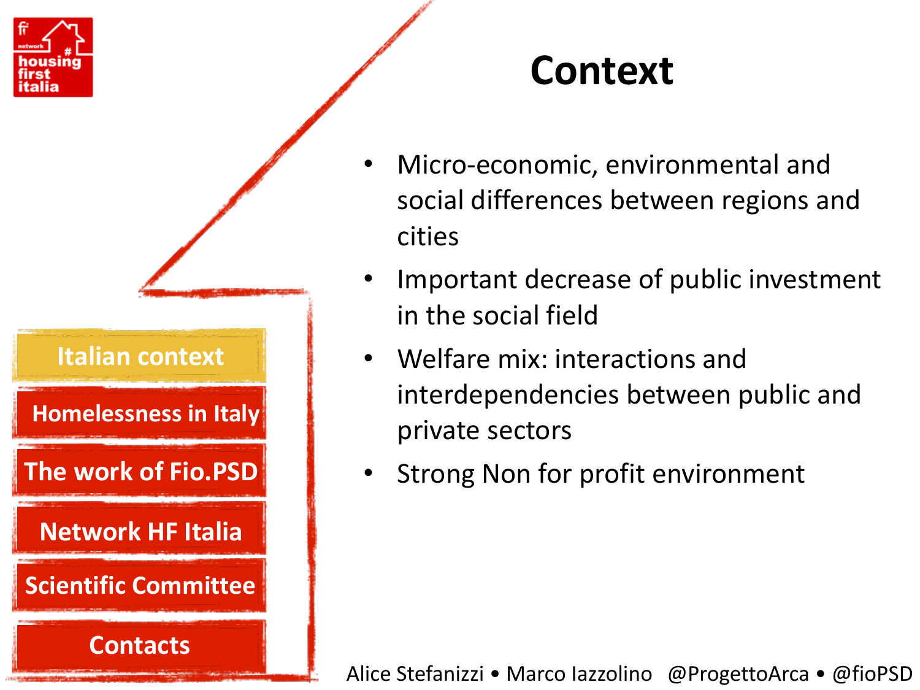housing first italia

# Context

- Micro-economic, environmental and social differences between regions and cities
- Important decrease of public investment in the social field
- Welfare mix: interactions and interdependencies between public and private sectors
- Strong Non for profit environment

Italian context

Homelessness in Italy

The work of Fio.PSD

Network HF Italia

Scientific Committee

Contacts

Alice Stefanizzi • Marco Iazzolino @ProgettoArca • @fioPSD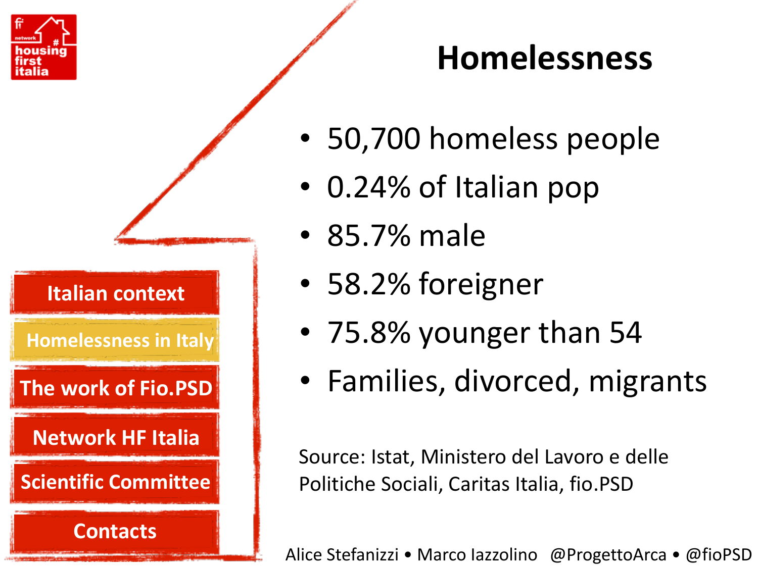housing first italia

# Homelessness

- 50,700 homeless people
- 0.24% of Italian pop
- 85.7% male
- 58.2% foreigner
- 75.8% younger than 54
- Families, divorced, migrants

Source: Istat, Ministero del Lavoro e delle Politiche Sociali, Caritas Italia, fio.PSD

Italian context

Homelessness in Italy

The work of Fio.PSD

Network HF Italia

Scientific Committee

Contacts

Alice Stefanizzi • Marco Iazzolino @ProgettoArca • @fioPSD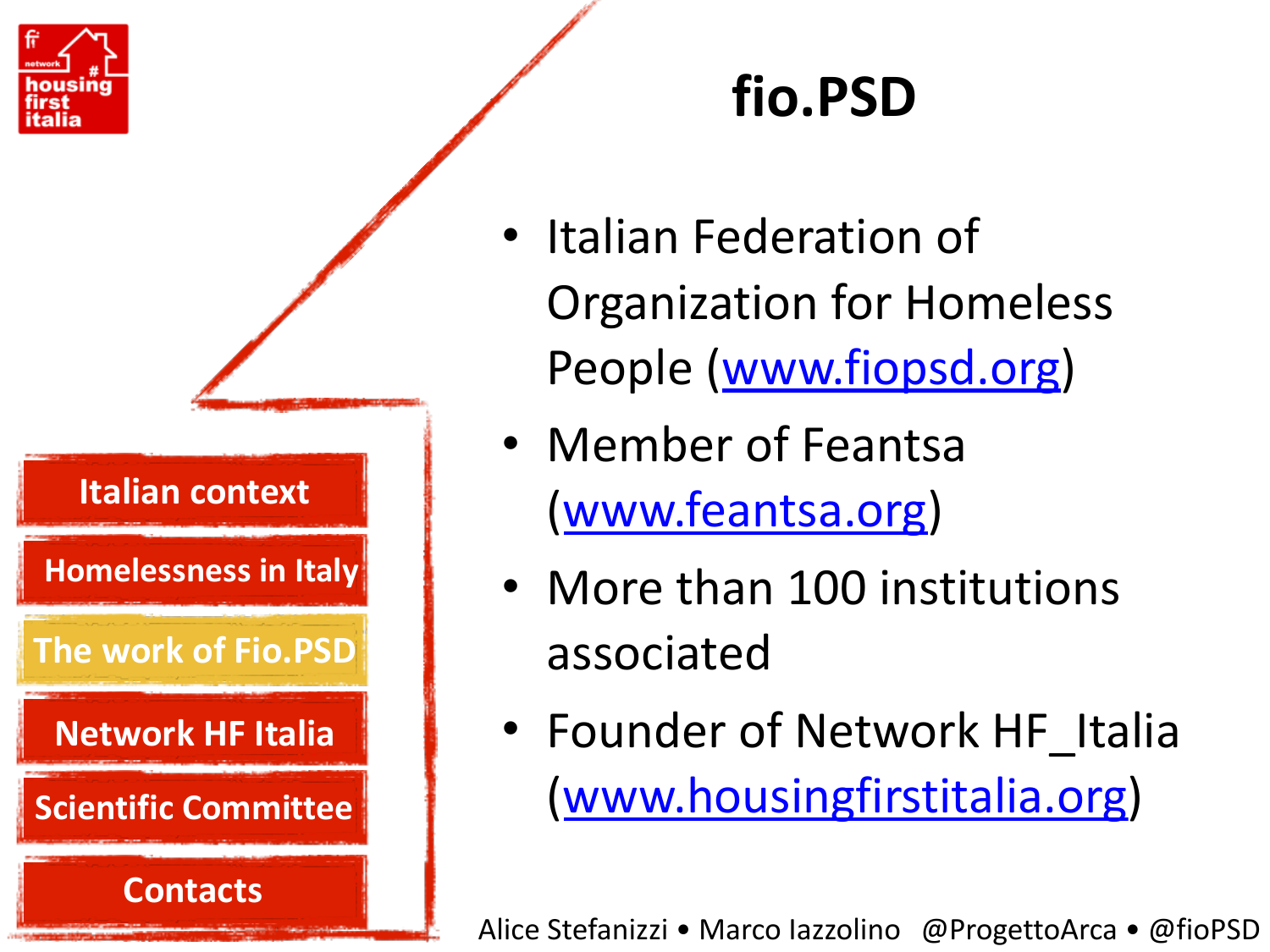# fio.PSD

- Italian Federation of Organization for Homeless People (www.fiopsd.org)
- Member of Feantsa (www.feantsa.org)
- More than 100 institutions associated
- Founder of Network HF_Italia (www.housingfirstitalia.org)

Italian context

Homelessness in Italy

The work of Fio.PSD

Network HF Italia

Scientific Committee

Contacts

Alice Stefanizzi • Marco Iazzolino @ProgettoArca • @fioPSD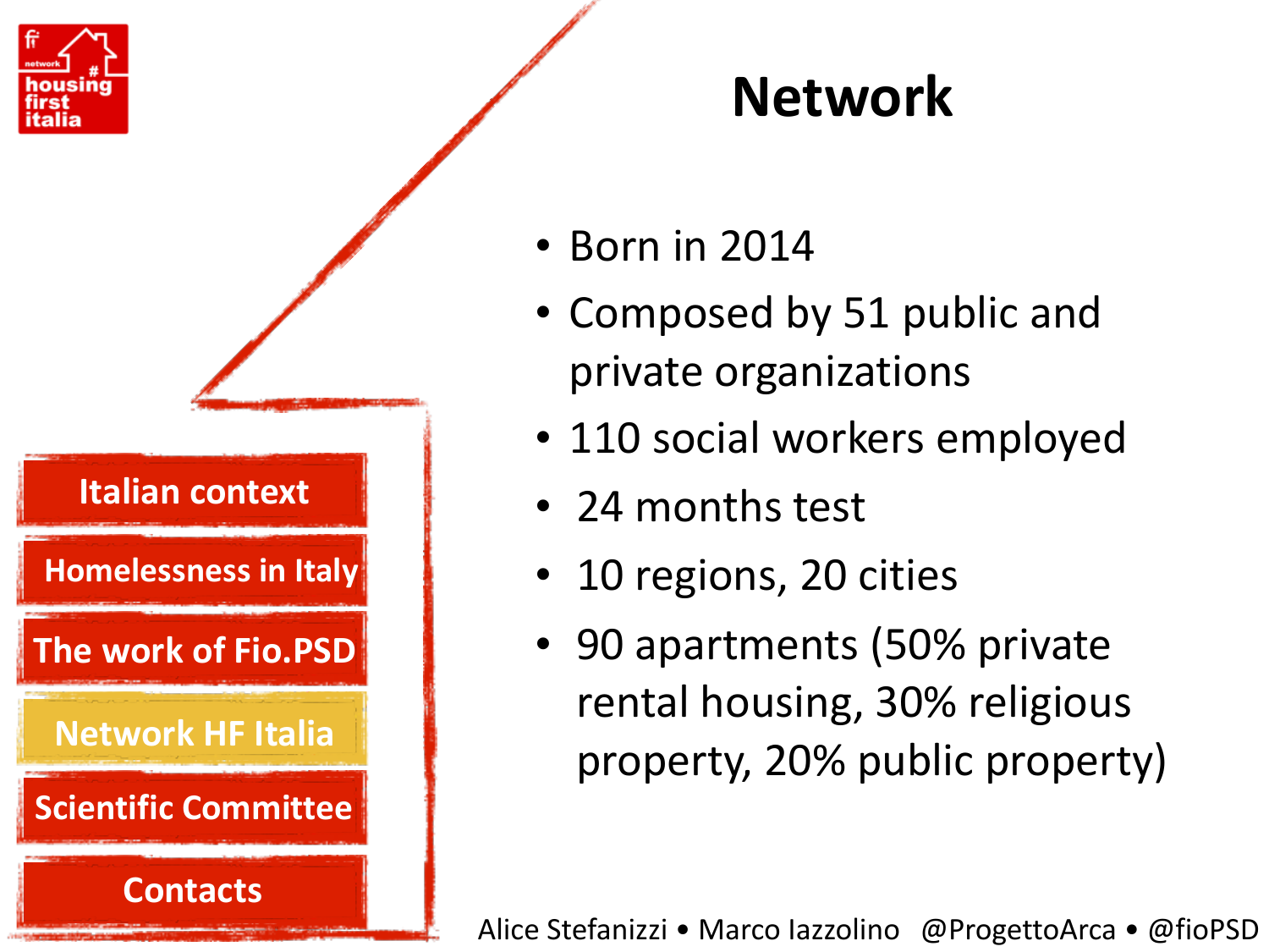housing first italia

# Network

- Born in 2014
- Composed by 51 public and private organizations
- 110 social workers employed
- 24 months test
- 10 regions, 20 cities
- 90 apartments (50% private rental housing, 30% religious property, 20% public property)

- Italian context
- Homelessness in Italy
- The work of Fio.PSD
- Network HF Italia
- Scientific Committee
- Contacts

Alice Stefanizzi • Marco Iazzolino @ProgettoArca • @fioPSD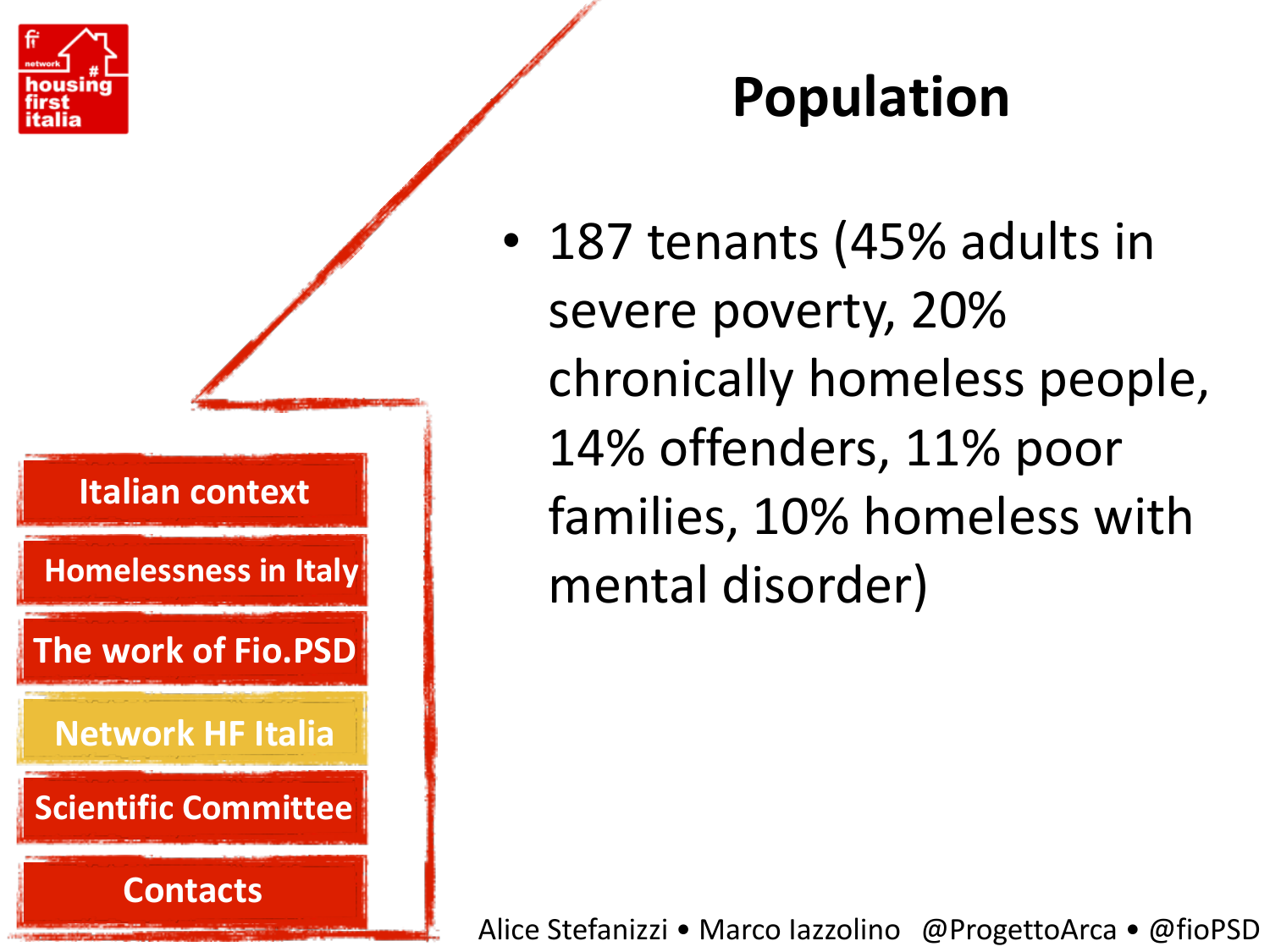# Population

- 187 tenants (45% adults in severe poverty, 20% chronically homeless people, 14% offenders, 11% poor families, 10% homeless with mental disorder)

Italian context

Homelessness in Italy

The work of Fio.PSD

Network HF Italia

Scientific Committee

Contacts

Alice Stefanizzi • Marco Iazzolino @ProgettoArca • @fioPSD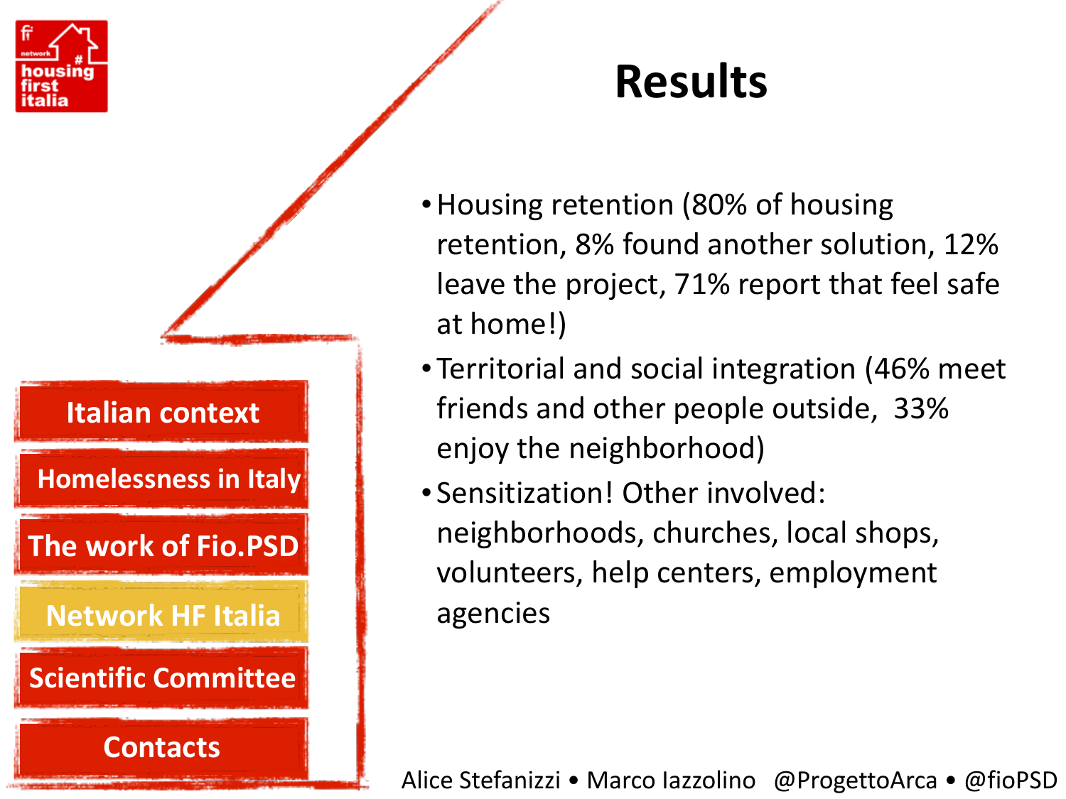housing first italia

# Results

- Housing retention (80% of housing retention, 8% found another solution, 12% leave the project, 71% report that feel safe at home!)
- Territorial and social integration (46% meet friends and other people outside, 33% enjoy the neighborhood)
- Sensitization! Other involved: neighborhoods, churches, local shops, volunteers, help centers, employment agencies

Italian context

Homelessness in Italy

The work of Fio.PSD

Network HF Italia

Scientific Committee

Contacts

Alice Stefanizzi • Marco Iazzolino @ProgettoArca • @fioPSD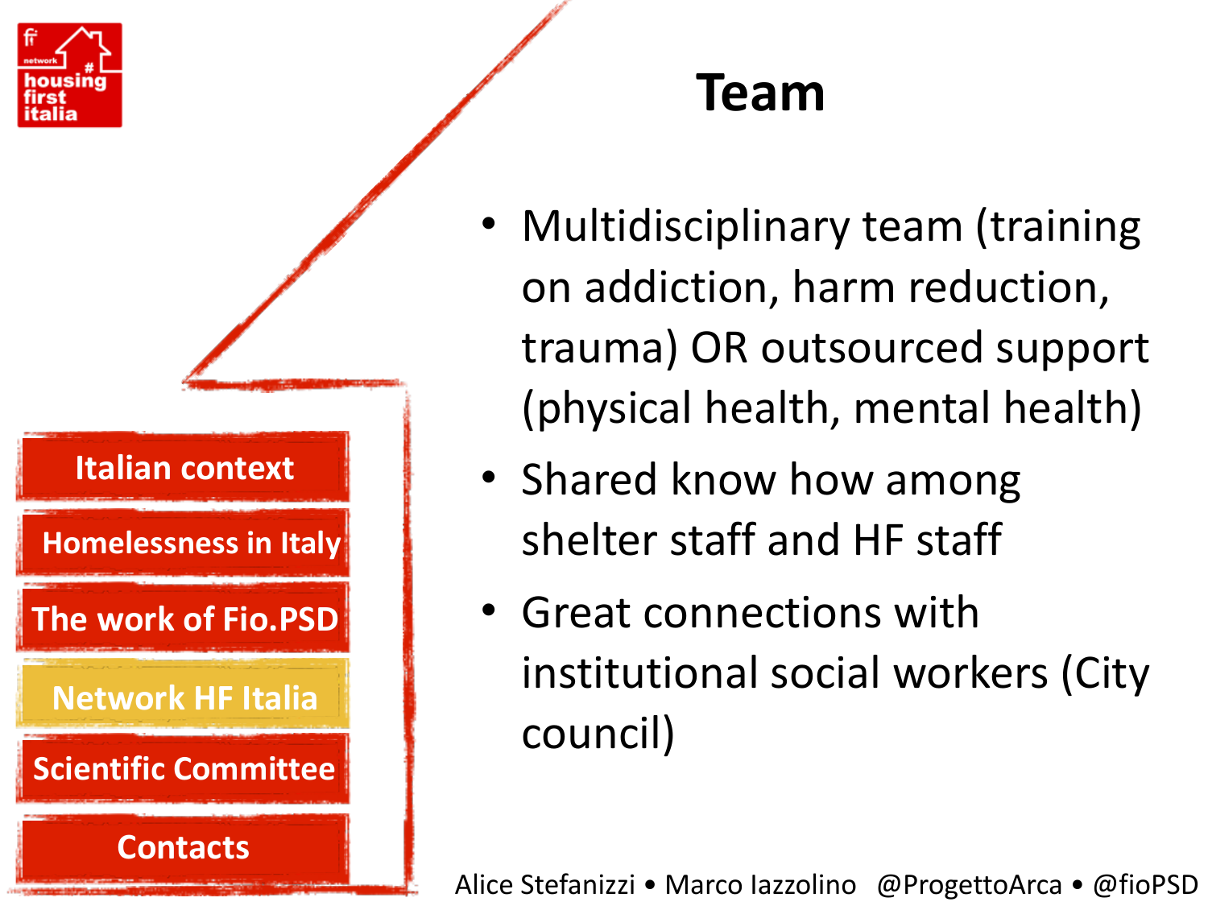# Team

- Multidisciplinary team (training on addiction, harm reduction, trauma) OR outsourced support (physical health, mental health)
- Shared know how among shelter staff and HF staff
- Great connections with institutional social workers (City council)

Italian context

Homelessness in Italy

The work of Fio.PSD

Network HF Italia

Scientific Committee

Contacts

Alice Stefanizzi • Marco Iazzolino @ProgettoArca • @fioPSD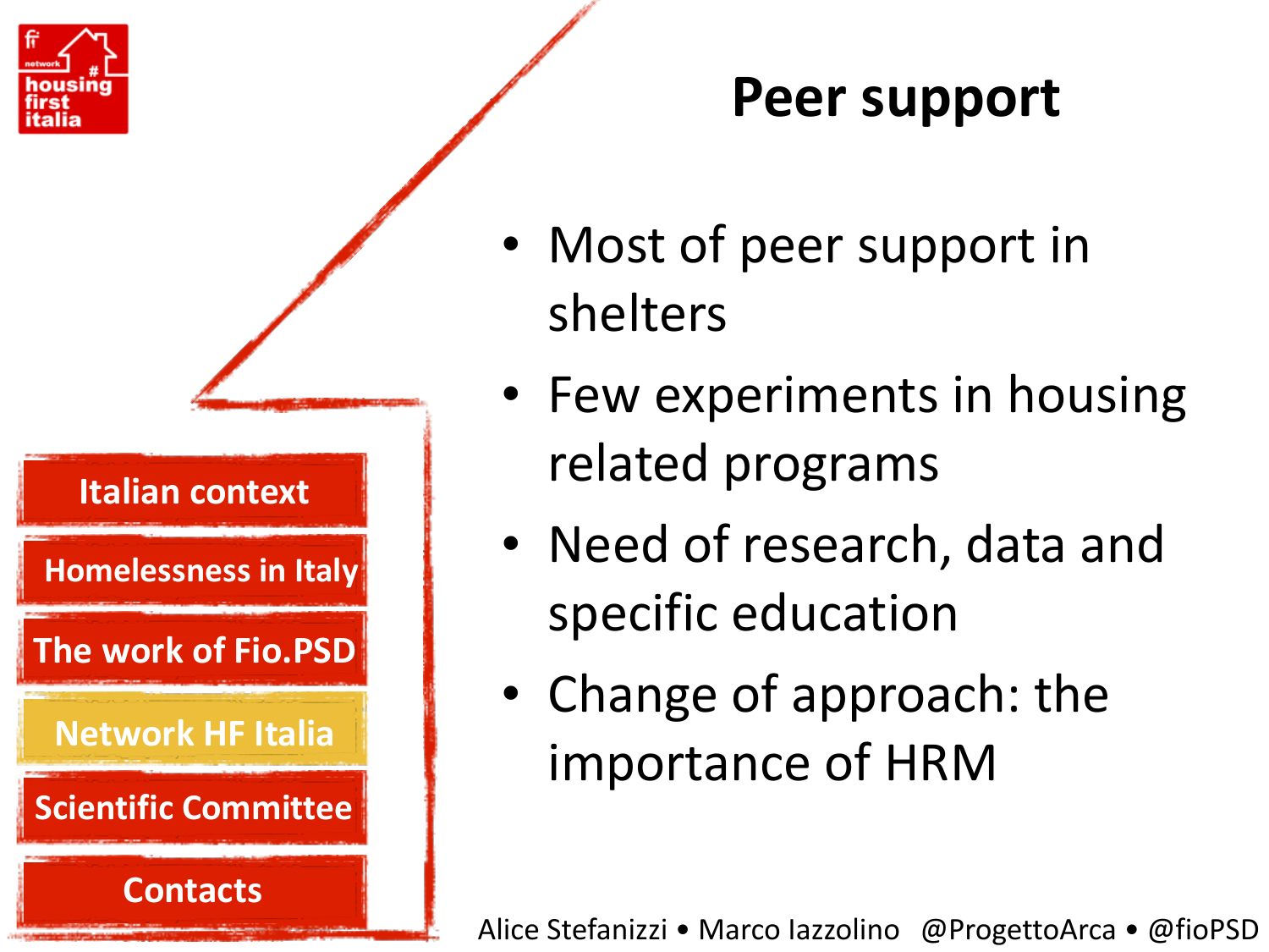# Peer support

- Most of peer support in shelters
- Few experiments in housing related programs
- Need of research, data and specific education
- Change of approach: the importance of HRM

Italian context

Homelessness in Italy

The work of Fio.PSD

Network HF Italia

Scientific Committee

Contacts

Alice Stefanizzi • Marco Iazzolino @ProgettoArca • @fioPSD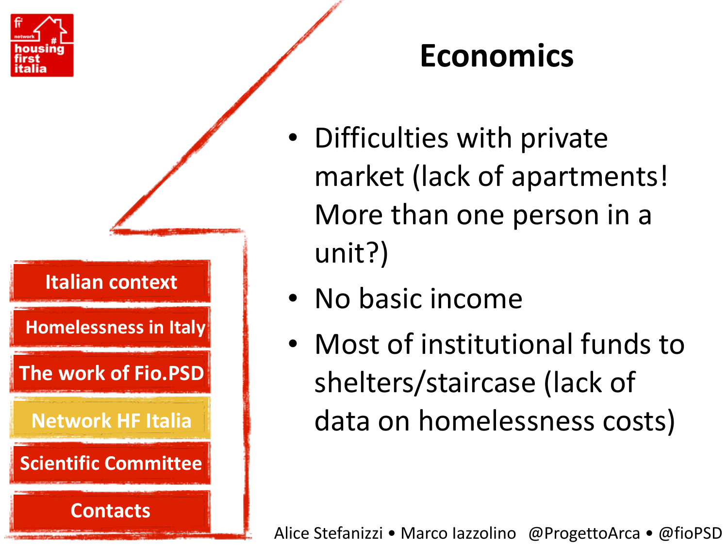# Economics

- Difficulties with private market (lack of apartments! More than one person in a unit?)
- No basic income
- Most of institutional funds to shelters/staircase (lack of data on homelessness costs)

Italian context

Homelessness in Italy

The work of Fio.PSD

Network HF Italia

Scientific Committee

Contacts

Alice Stefanizzi • Marco Iazzolino @ProgettoArca • @fioPSD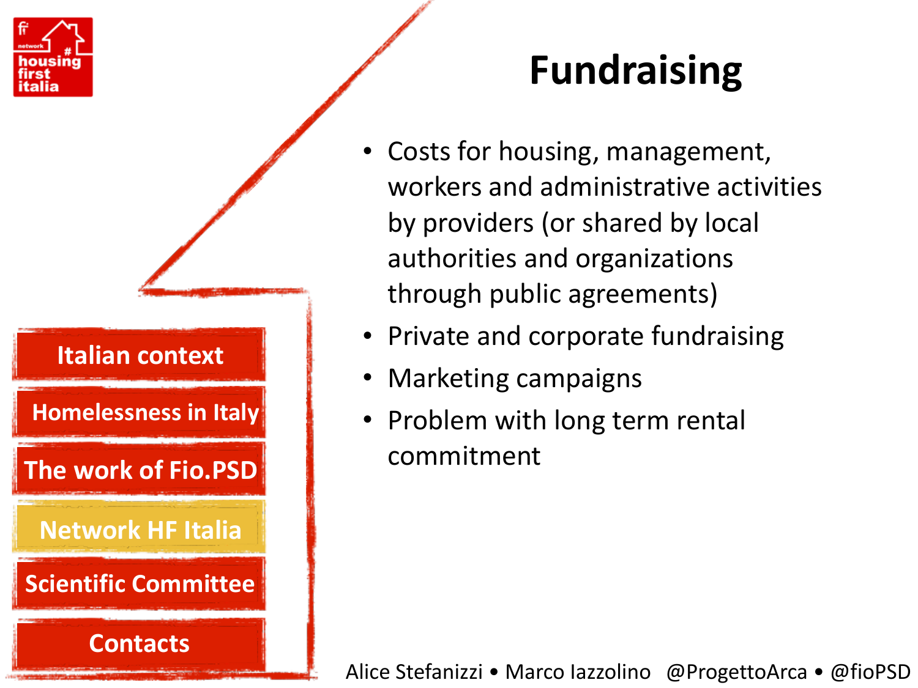# Fundraising

- Costs for housing, management, workers and administrative activities by providers (or shared by local authorities and organizations through public agreements)
- Private and corporate fundraising
- Marketing campaigns
- Problem with long term rental commitment

Italian context

Homelessness in Italy

The work of Fio.PSD

Network HF Italia

Scientific Committee

Contacts

Alice Stefanizzi • Marco Iazzolino @ProgettoArca • @fioPSD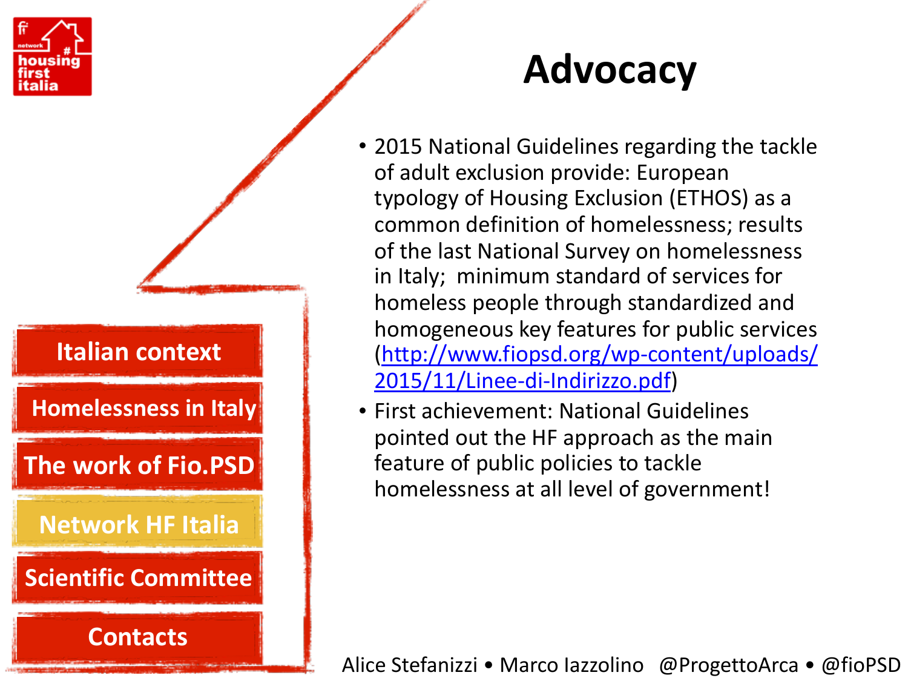# Advocacy

- 2015 National Guidelines regarding the tackle of adult exclusion provide: European typology of Housing Exclusion (ETHOS) as a common definition of homelessness; results of the last National Survey on homelessness in Italy; minimum standard of services for homeless people through standardized and homogeneous key features for public services (http://www.fiopsd.org/wp-content/uploads/2015/11/Linee-di-Indirizzo.pdf)
- First achievement: National Guidelines pointed out the HF approach as the main feature of public policies to tackle homelessness at all level of government!

Italian context

Homelessness in Italy

The work of Fio.PSD

Network HF Italia

Scientific Committee

Contacts

Alice Stefanizzi • Marco Iazzolino @ProgettoArca • @fioPSD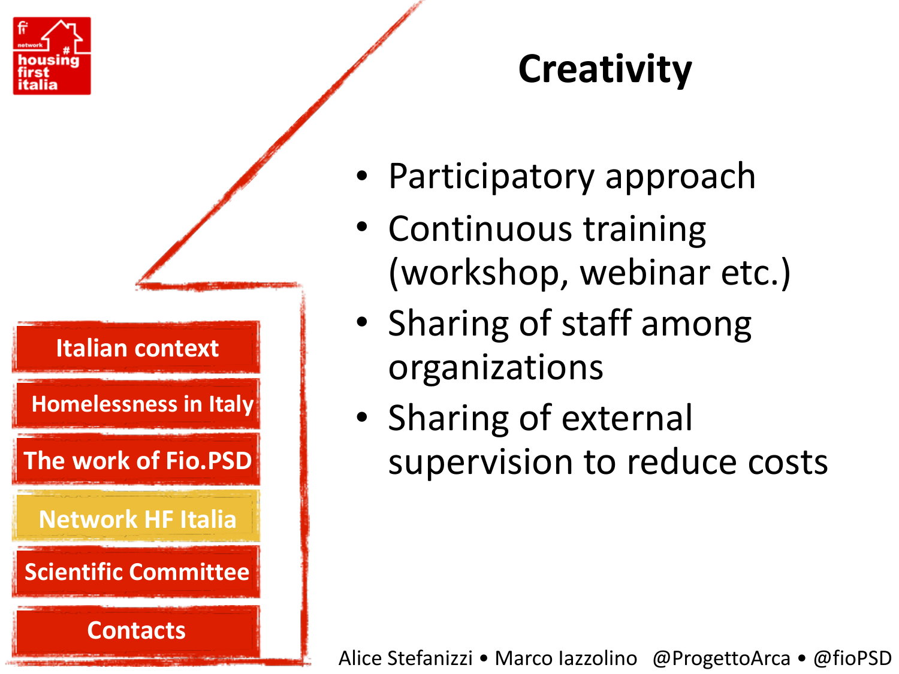housing first italia

# Creativity

- Participatory approach
- Continuous training (workshop, webinar etc.)
- Sharing of staff among organizations
- Sharing of external supervision to reduce costs

Italian context

Homelessness in Italy

The work of Fio.PSD

Network HF Italia

Scientific Committee

Contacts

Alice Stefanizzi • Marco Iazzolino @ProgettoArca • @fioPSD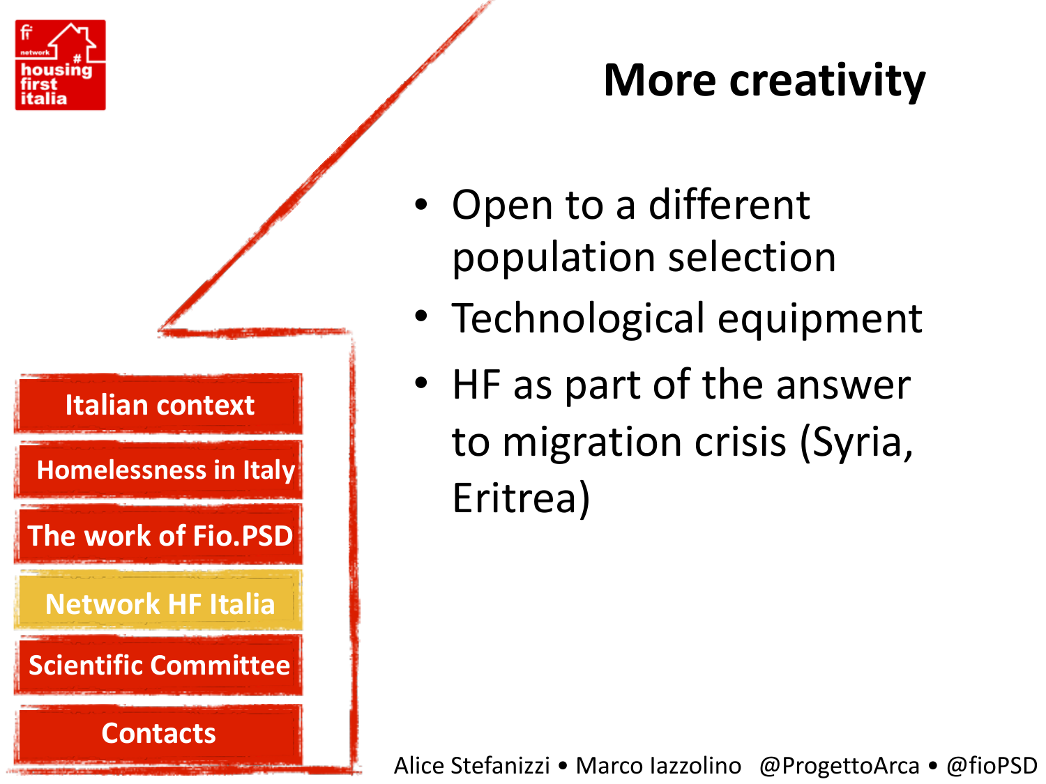# More creativity

- Open to a different population selection
- Technological equipment
- HF as part of the answer to migration crisis (Syria, Eritrea)

Italian context

Homelessness in Italy

The work of Fio.PSD

Network HF Italia

Scientific Committee

Contacts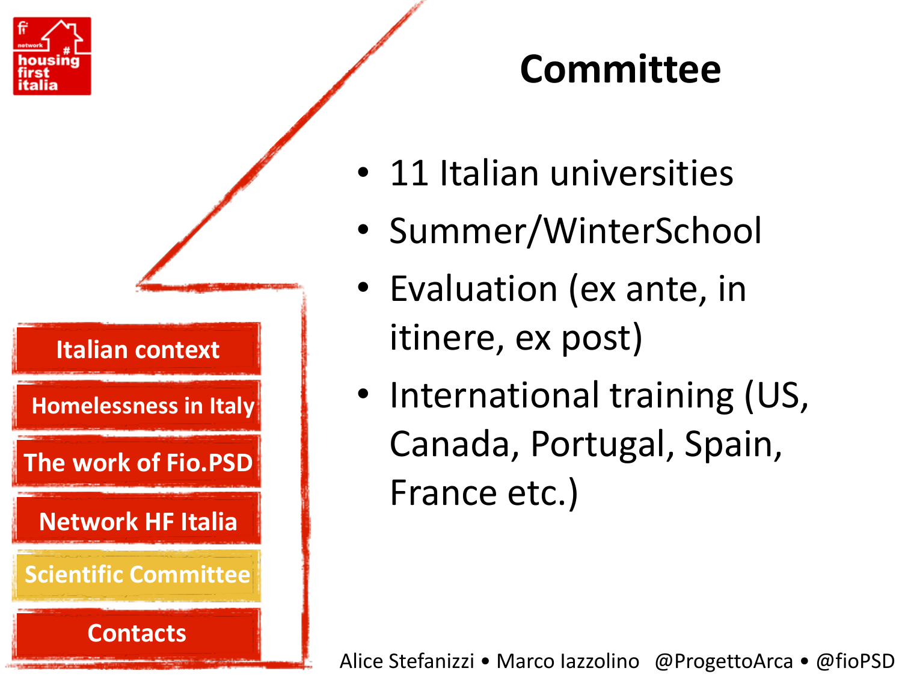# Committee

- 11 Italian universities
- Summer/WinterSchool
- Evaluation (ex ante, in itinere, ex post)
- International training (US, Canada, Portugal, Spain, France etc.)

Italian context

Homelessness in Italy

The work of Fio.PSD

Network HF Italia

Scientific Committee

Contacts

Alice Stefanizzi • Marco Iazzolino @ProgettoArca • @fioPSD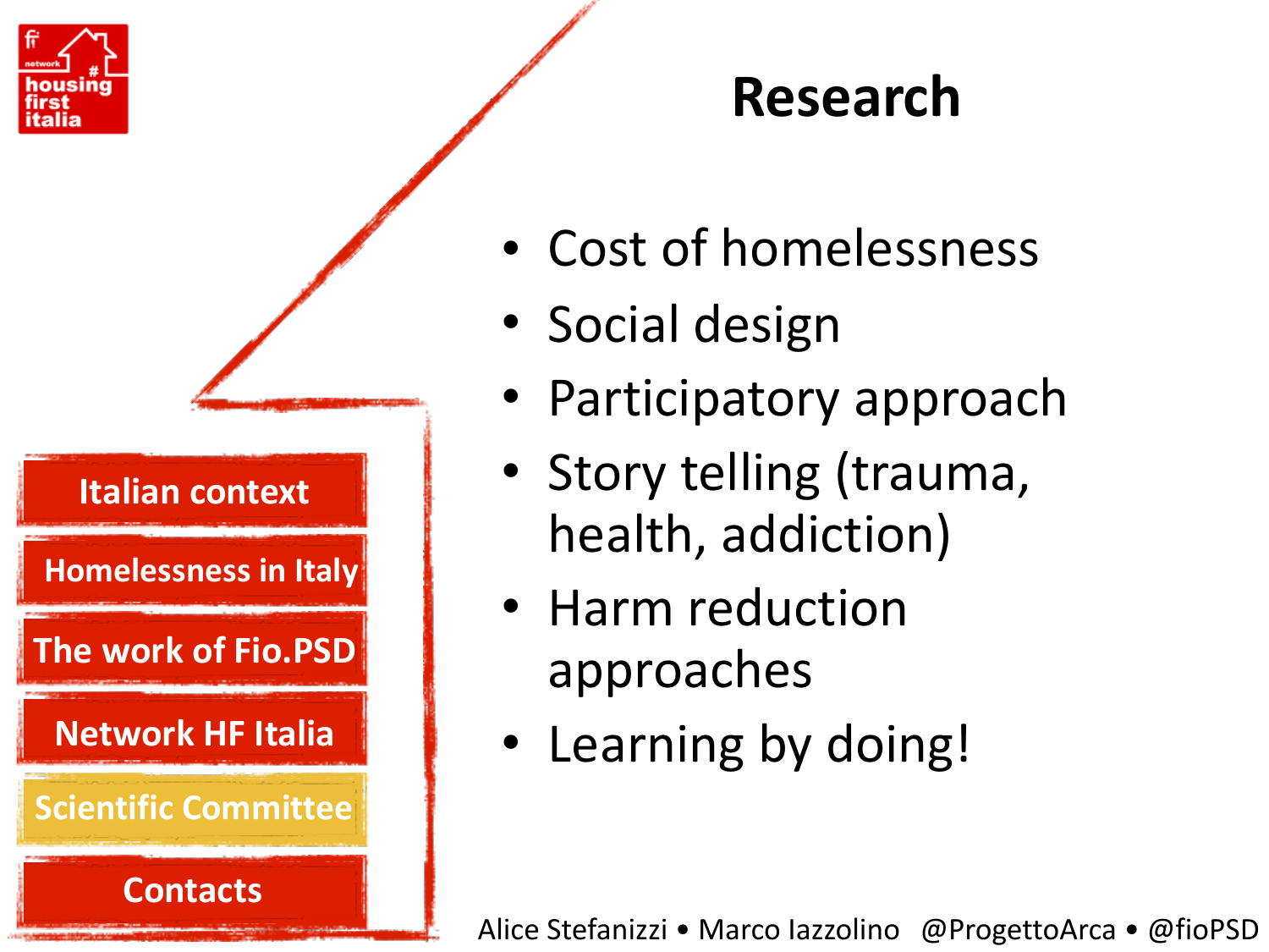# Research

- Cost of homelessness
- Social design
- Participatory approach
- Story telling (trauma, health, addiction)
- Harm reduction approaches
- Learning by doing!

Italian context

Homelessness in Italy

The work of Fio.PSD

Network HF Italia

Scientific Committee

Contacts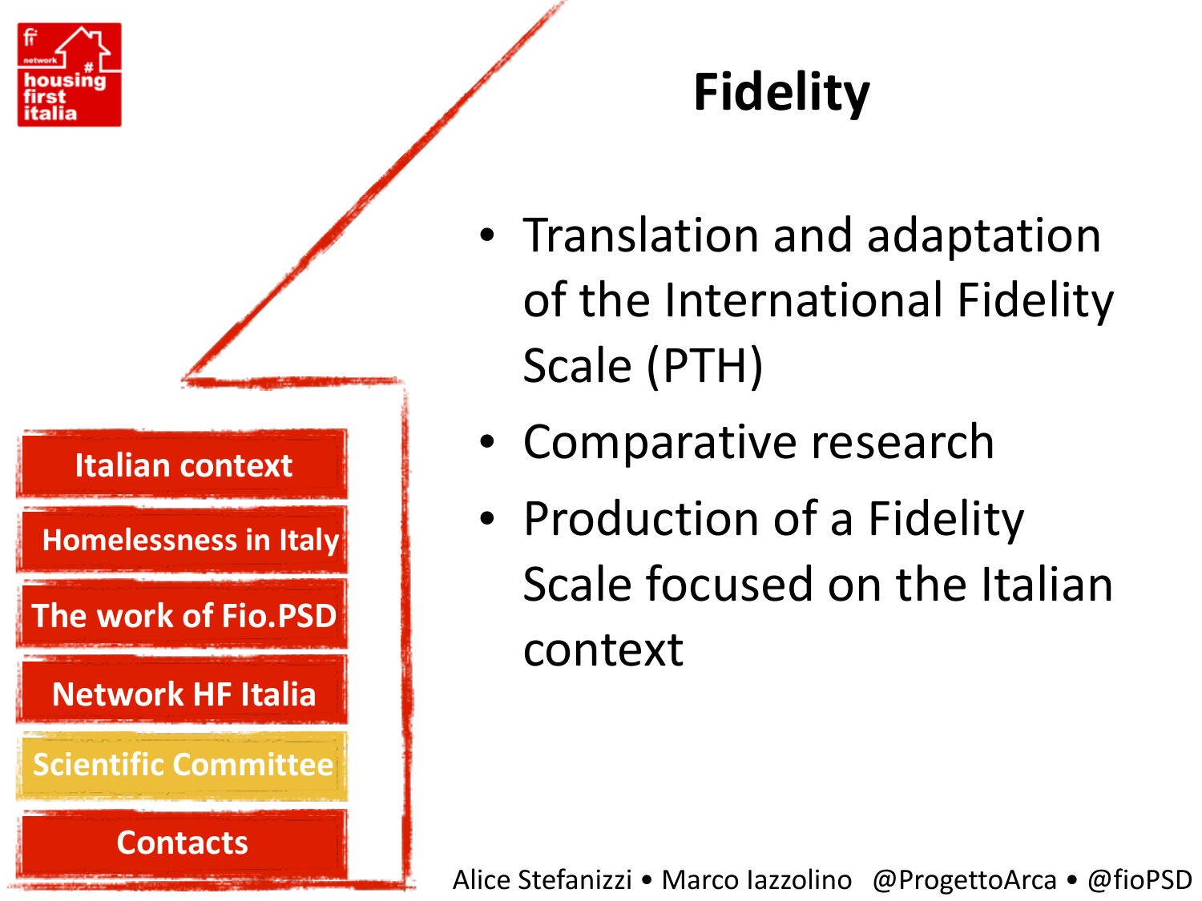housing first italia

# Fidelity

- Translation and adaptation of the International Fidelity Scale (PTH)
- Comparative research
- Production of a Fidelity Scale focused on the Italian context

Italian context

Homelessness in Italy

The work of Fio.PSD

Network HF Italia

Scientific Committee

Contacts

Alice Stefanizzi • Marco Iazzolino @ProgettoArca • @fioPSD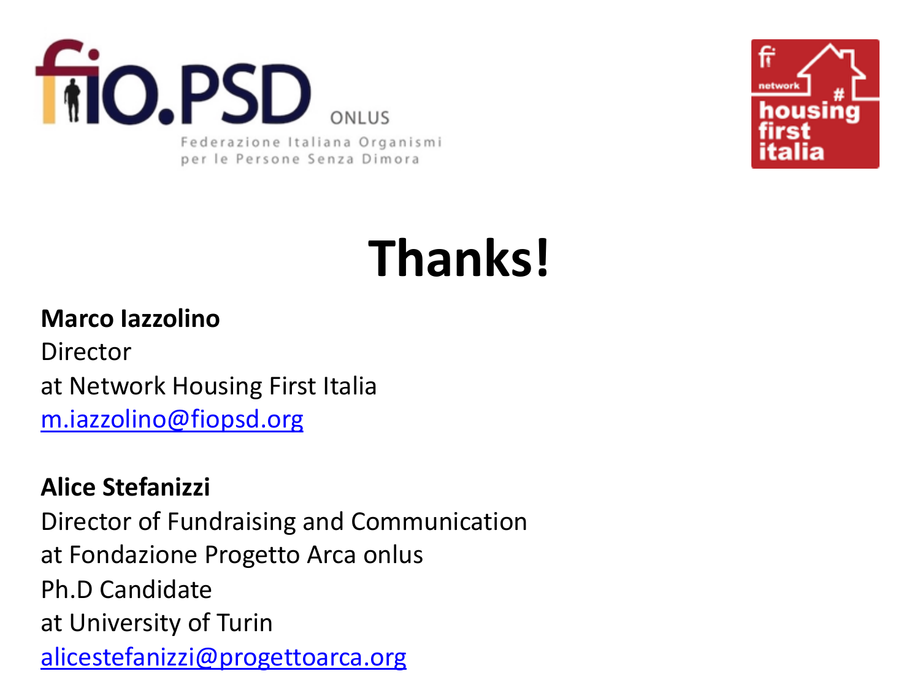fio.PSD ONLUS

Federazione Italiana Organismi per le Persone Senza Dimora

fi network # housing first italia

# Thanks!

**Marco Iazzolino**
Director
at Network Housing First Italia
m.iazzolino@fiopsd.org

**Alice Stefanizzi**
Director of Fundraising and Communication
at Fondazione Progetto Arca onlus
Ph.D Candidate
at University of Turin
alicestefanizzi@progettoarca.org